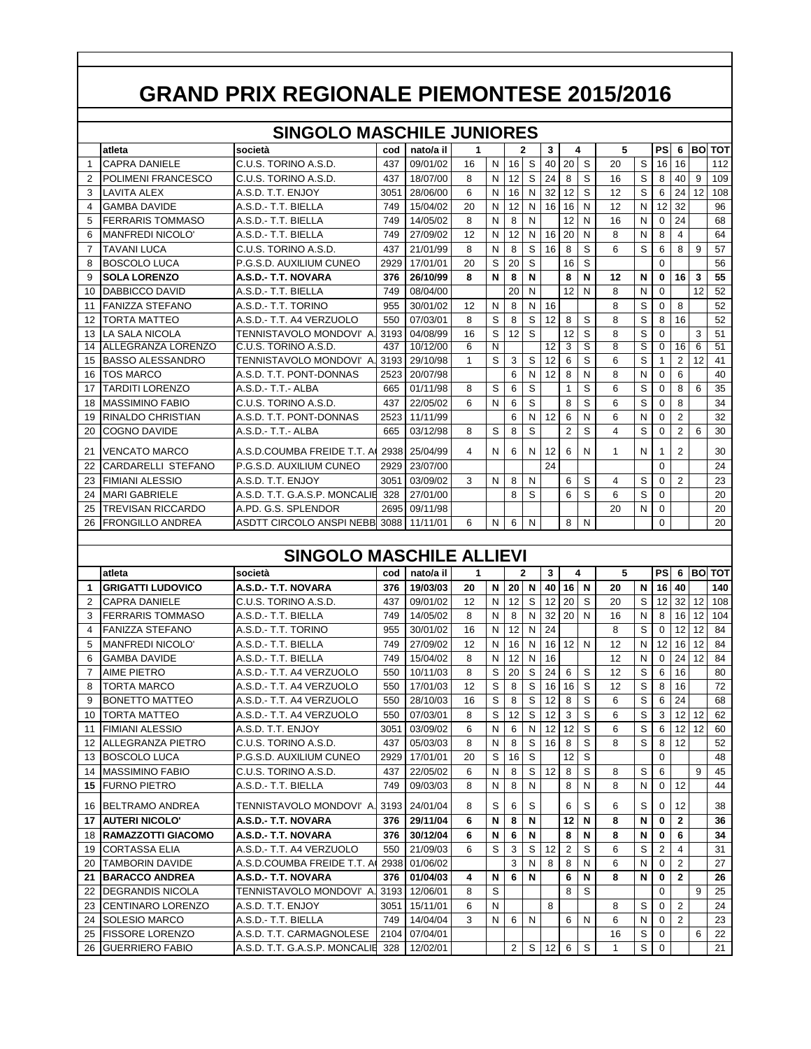# GRAND PRIX REGIONALE PIEMONTESE 2015/2016

## SINGOLO MASCHILE JUNIORES

| | atleta | società | cod | nato/a il | 1 | | 2 | | 3 | 4 | | 5 | | PS | 6 | BO | TOT |
|---|---|---|---|---|---|---|---|---|---|---|---|---|---|---|---|---|---|
| 1 | CAPRA DANIELE | C.U.S. TORINO A.S.D. | 437 | 09/01/02 | 16 | N | 16 | S | 40 | 20 | S | 20 | S | 16 | 16 | | 112 |
| 2 | POLIMENI FRANCESCO | C.U.S. TORINO A.S.D. | 437 | 18/07/00 | 8 | N | 12 | S | 24 | 8 | S | 16 | S | 8 | 40 | 9 | 109 |
| 3 | LAVITA ALEX | A.S.D. T.T. ENJOY | 3051 | 28/06/00 | 6 | N | 16 | N | 32 | 12 | S | 12 | S | 6 | 24 | 12 | 108 |
| 4 | GAMBA DAVIDE | A.S.D.- T.T. BIELLA | 749 | 15/04/02 | 20 | N | 12 | N | 16 | 16 | N | 12 | N | 12 | 32 | | 96 |
| 5 | FERRARIS TOMMASO | A.S.D.- T.T. BIELLA | 749 | 14/05/02 | 8 | N | 8 | N | | 12 | N | 16 | N | 0 | 24 | | 68 |
| 6 | MANFREDI NICOLO' | A.S.D.- T.T. BIELLA | 749 | 27/09/02 | 12 | N | 12 | N | 16 | 20 | N | 8 | N | 8 | 4 | | 64 |
| 7 | TAVANI LUCA | C.U.S. TORINO A.S.D. | 437 | 21/01/99 | 8 | N | 8 | S | 16 | 8 | S | 6 | S | 6 | 8 | 9 | 57 |
| 8 | BOSCOLO LUCA | P.G.S.D. AUXILIUM CUNEO | 2929 | 17/01/01 | 20 | S | 20 | S | | 16 | S | | | 0 | | | 56 |
| 9 | **SOLA LORENZO** | **A.S.D.- T.T. NOVARA** | **376** | **26/10/99** | **8** | **N** | **8** | **N** | | **8** | **N** | **12** | **N** | **0** | **16** | **3** | **55** |
| 10 | DABBICCO DAVID | A.S.D.- T.T. BIELLA | 749 | 08/04/00 | | | 20 | N | | 12 | N | 8 | N | 0 | | 12 | 52 |
| 11 | FANIZZA STEFANO | A.S.D.- T.T. TORINO | 955 | 30/01/02 | 12 | N | 8 | N | 16 | | | 8 | S | 0 | 8 | | 52 |
| 12 | TORTA MATTEO | A.S.D.- T.T. A4 VERZUOLO | 550 | 07/03/01 | 8 | S | 8 | S | 12 | 8 | S | 8 | S | 8 | 16 | | 52 |
| 13 | LA SALA NICOLA | TENNISTAVOLO MONDOVI' A. | 3193 | 04/08/99 | 16 | S | 12 | S | | 12 | S | 8 | S | 0 | | 3 | 51 |
| 14 | ALLEGRANZA LORENZO | C.U.S. TORINO A.S.D. | 437 | 10/12/00 | 6 | N | | | 12 | 3 | S | 8 | S | 0 | 16 | 6 | 51 |
| 15 | BASSO ALESSANDRO | TENNISTAVOLO MONDOVI' A. | 3193 | 29/10/98 | 1 | S | 3 | S | 12 | 6 | S | 6 | S | 1 | 2 | 12 | 41 |
| 16 | TOS MARCO | A.S.D. T.T. PONT-DONNAS | 2523 | 20/07/98 | | | 6 | N | 12 | 8 | N | 8 | N | 0 | 6 | | 40 |
| 17 | TARDITI LORENZO | A.S.D.- T.T.- ALBA | 665 | 01/11/98 | 8 | S | 6 | S | | 1 | S | 6 | S | 0 | 8 | 6 | 35 |
| 18 | MASSIMINO FABIO | C.U.S. TORINO A.S.D. | 437 | 22/05/02 | 6 | N | 6 | S | | 8 | S | 6 | S | 0 | 8 | | 34 |
| 19 | RINALDO CHRISTIAN | A.S.D. T.T. PONT-DONNAS | 2523 | 11/11/99 | | | 6 | N | 12 | 6 | N | 6 | N | 0 | 2 | | 32 |
| 20 | COGNO DAVIDE | A.S.D.- T.T.- ALBA | 665 | 03/12/98 | 8 | S | 8 | S | | 2 | S | 4 | S | 0 | 2 | 6 | 30 |
| 21 | VENCATO MARCO | A.S.D.COUMBA FREIDE T.T. A | 2938 | 25/04/99 | 4 | N | 6 | N | 12 | 6 | N | 1 | N | 1 | 2 | | 30 |
| 22 | CARDARELLI STEFANO | P.G.S.D. AUXILIUM CUNEO | 2929 | 23/07/00 | | | | | 24 | | | | | 0 | | | 24 |
| 23 | FIMIANI ALESSIO | A.S.D. T.T. ENJOY | 3051 | 03/09/02 | 3 | N | 8 | N | | 6 | S | 4 | S | 0 | 2 | | 23 |
| 24 | MARI GABRIELE | A.S.D. T.T. G.A.S.P. MONCALIE | 328 | 27/01/00 | | | 8 | S | | 6 | S | 6 | S | 0 | | | 20 |
| 25 | TREVISAN RICCARDO | A.PD. G.S. SPLENDOR | 2695 | 09/11/98 | | | | | | | | 20 | N | 0 | | | 20 |
| 26 | FRONGILLO ANDREA | ASDTT CIRCOLO ANSPI NEBB | 3088 | 11/11/01 | 6 | N | 6 | N | | 8 | N | | | 0 | | | 20 |

## SINGOLO MASCHILE ALLIEVI

| | atleta | società | cod | nato/a il | 1 | | 2 | | 3 | 4 | | 5 | | PS | 6 | BO | TOT |
|---|---|---|---|---|---|---|---|---|---|---|---|---|---|---|---|---|---|
| **1** | **GRIGATTI LUDOVICO** | **A.S.D.- T.T. NOVARA** | **376** | **19/03/03** | **20** | **N** | **20** | **N** | **40** | **16** | **N** | **20** | **N** | **16** | **40** | | **140** |
| 2 | CAPRA DANIELE | C.U.S. TORINO A.S.D. | 437 | 09/01/02 | 12 | N | 12 | S | 12 | 20 | S | 20 | S | 12 | 32 | 12 | 108 |
| 3 | FERRARIS TOMMASO | A.S.D.- T.T. BIELLA | 749 | 14/05/02 | 8 | N | 8 | N | 32 | 20 | N | 16 | N | 8 | 16 | 12 | 104 |
| 4 | FANIZZA STEFANO | A.S.D.- T.T. TORINO | 955 | 30/01/02 | 16 | N | 12 | N | 24 | | | 8 | S | 0 | 12 | 12 | 84 |
| 5 | MANFREDI NICOLO' | A.S.D.- T.T. BIELLA | 749 | 27/09/02 | 12 | N | 16 | N | 16 | 12 | N | 12 | N | 12 | 16 | 12 | 84 |
| 6 | GAMBA DAVIDE | A.S.D.- T.T. BIELLA | 749 | 15/04/02 | 8 | N | 12 | N | 16 | | | 12 | N | 0 | 24 | 12 | 84 |
| 7 | AIME PIETRO | A.S.D.- T.T. A4 VERZUOLO | 550 | 10/11/03 | 8 | S | 20 | S | 24 | 6 | S | 12 | S | 6 | 16 | | 80 |
| 8 | TORTA MARCO | A.S.D.- T.T. A4 VERZUOLO | 550 | 17/01/03 | 12 | S | 8 | S | 16 | 16 | S | 12 | S | 8 | 16 | | 72 |
| 9 | BONETTO MATTEO | A.S.D.- T.T. A4 VERZUOLO | 550 | 28/10/03 | 16 | S | 8 | S | 12 | 8 | S | 6 | S | 6 | 24 | | 68 |
| 10 | TORTA MATTEO | A.S.D.- T.T. A4 VERZUOLO | 550 | 07/03/01 | 8 | S | 12 | S | 12 | 3 | S | 6 | S | 3 | 12 | 12 | 62 |
| 11 | FIMIANI ALESSIO | A.S.D. T.T. ENJOY | 3051 | 03/09/02 | 6 | N | 6 | N | 12 | 12 | S | 6 | S | 6 | 12 | 12 | 60 |
| 12 | ALLEGRANZA PIETRO | C.U.S. TORINO A.S.D. | 437 | 05/03/03 | 8 | N | 8 | S | 16 | 8 | S | 8 | S | 8 | 12 | | 52 |
| 13 | BOSCOLO LUCA | P.G.S.D. AUXILIUM CUNEO | 2929 | 17/01/01 | 20 | S | 16 | S | | 12 | S | | | 0 | | | 48 |
| 14 | MASSIMINO FABIO | C.U.S. TORINO A.S.D. | 437 | 22/05/02 | 6 | N | 8 | S | 12 | 8 | S | 8 | S | 6 | | 9 | 45 |
| **15** | FURNO PIETRO | A.S.D.- T.T. BIELLA | 749 | 09/03/03 | 8 | N | 8 | N | | 8 | N | 8 | N | 0 | 12 | | 44 |
| 16 | BELTRAMO ANDREA | TENNISTAVOLO MONDOVI' A. | 3193 | 24/01/04 | 8 | S | 6 | S | | 6 | S | 6 | S | 0 | 12 | | 38 |
| **17** | **AUTERI NICOLO'** | **A.S.D.- T.T. NOVARA** | **376** | **29/11/04** | **6** | **N** | **8** | **N** | | **12** | **N** | **8** | **N** | **0** | **2** | | **36** |
| 18 | **RAMAZZOTTI GIACOMO** | **A.S.D.- T.T. NOVARA** | **376** | **30/12/04** | **6** | **N** | **6** | **N** | | **8** | **N** | **8** | **N** | **0** | **6** | | **34** |
| 19 | CORTASSA ELIA | A.S.D.- T.T. A4 VERZUOLO | 550 | 21/09/03 | 6 | S | 3 | S | 12 | 2 | S | 6 | S | 2 | 4 | | 31 |
| 20 | TAMBORIN DAVIDE | A.S.D.COUMBA FREIDE T.T. A | 2938 | 01/06/02 | | | 3 | N | 8 | 8 | N | 6 | N | 0 | 2 | | 27 |
| **21** | **BARACCO ANDREA** | **A.S.D.- T.T. NOVARA** | **376** | **01/04/03** | **4** | **N** | **6** | **N** | | **6** | **N** | **8** | **N** | **0** | **2** | | **26** |
| 22 | DEGRANDIS NICOLA | TENNISTAVOLO MONDOVI' A. | 3193 | 12/06/01 | 8 | S | | | | 8 | S | | | 0 | | 9 | 25 |
| 23 | CENTINARO LORENZO | A.S.D. T.T. ENJOY | 3051 | 15/11/01 | 6 | N | | | 8 | | | 8 | S | 0 | 2 | | 24 |
| 24 | SOLESIO MARCO | A.S.D.- T.T. BIELLA | 749 | 14/04/04 | 3 | N | 6 | N | | 6 | N | 6 | N | 0 | 2 | | 23 |
| 25 | FISSORE LORENZO | A.S.D. T.T. CARMAGNOLESE | 2104 | 07/04/01 | | | | | | | | 16 | S | 0 | | 6 | 22 |
| 26 | GUERRIERO FABIO | A.S.D. T.T. G.A.S.P. MONCALIE | 328 | 12/02/01 | | | 2 | S | 12 | 6 | S | 1 | S | 0 | | | 21 |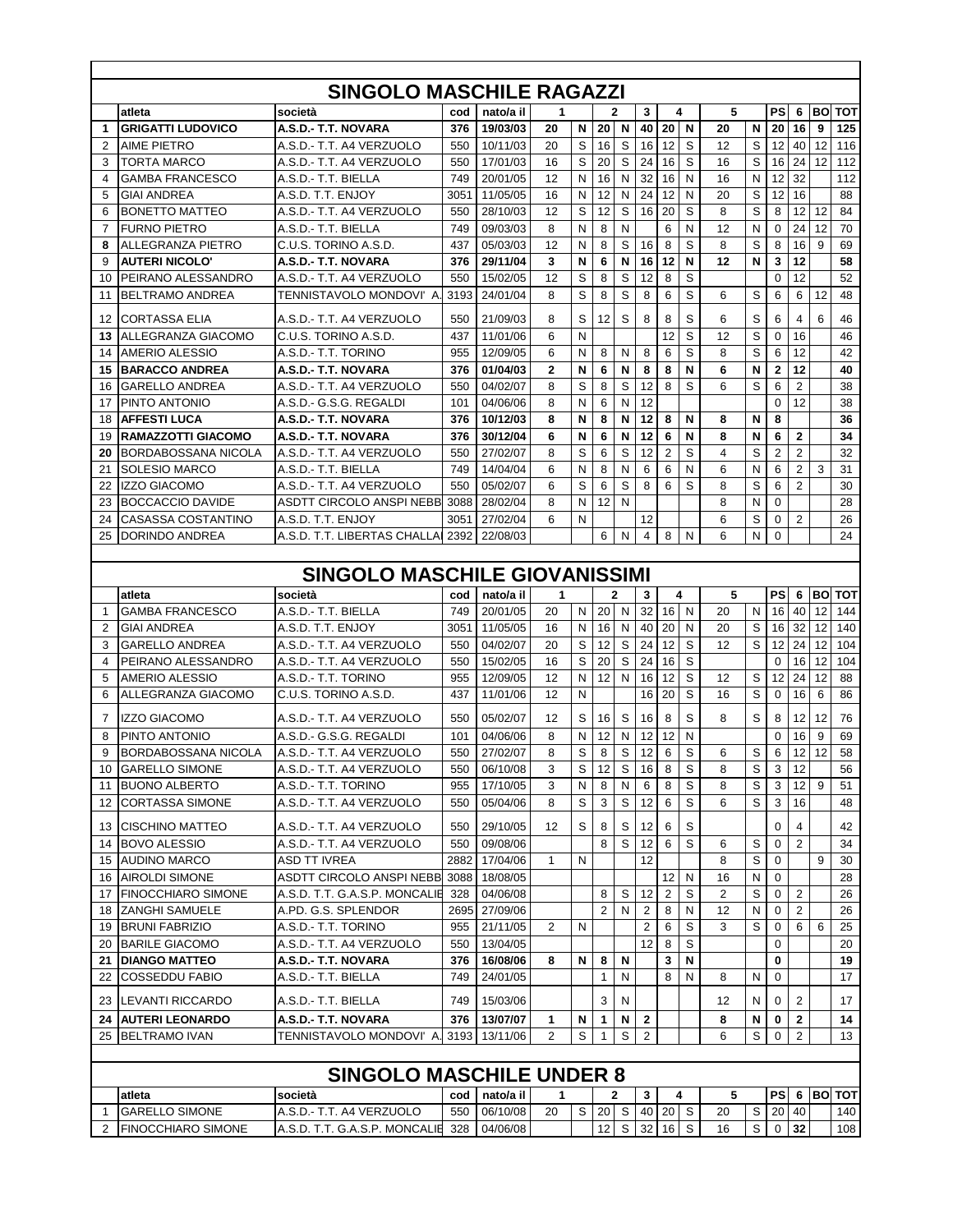## SINGOLO MASCHILE RAGAZZI

| | atleta | società | cod | nato/a il | 1 | | 2 | | 3 | 4 | | 5 | | PS | 6 | BO | TOT |
|---|---|---|---|---|---|---|---|---|---|---|---|---|---|---|---|---|---|
| **1** | **GRIGATTI LUDOVICO** | **A.S.D.- T.T. NOVARA** | **376** | **19/03/03** | **20** | **N** | **20** | **N** | **40** | **20** | **N** | **20** | **N** | **20** | **16** | **9** | **125** |
| 2 | AIME PIETRO | A.S.D.- T.T. A4 VERZUOLO | 550 | 10/11/03 | 20 | S | 16 | S | 16 | 12 | S | 12 | S | 12 | 40 | 12 | 116 |
| 3 | TORTA MARCO | A.S.D.- T.T. A4 VERZUOLO | 550 | 17/01/03 | 16 | S | 20 | S | 24 | 16 | S | 16 | S | 16 | 24 | 12 | 112 |
| 4 | GAMBA FRANCESCO | A.S.D.- T.T. BIELLA | 749 | 20/01/05 | 12 | N | 16 | N | 32 | 16 | N | 16 | N | 12 | 32 | | 112 |
| 5 | GIAI ANDREA | A.S.D. T.T. ENJOY | 3051 | 11/05/05 | 16 | N | 12 | N | 24 | 12 | N | 20 | S | 12 | 16 | | 88 |
| 6 | BONETTO MATTEO | A.S.D.- T.T. A4 VERZUOLO | 550 | 28/10/03 | 12 | S | 12 | S | 16 | 20 | S | 8 | S | 8 | 12 | 12 | 84 |
| 7 | FURNO PIETRO | A.S.D.- T.T. BIELLA | 749 | 09/03/03 | 8 | N | 8 | N | | 6 | N | 12 | N | 0 | 24 | 12 | 70 |
| **8** | ALLEGRANZA PIETRO | C.U.S. TORINO A.S.D. | 437 | 05/03/03 | 12 | N | 8 | S | 16 | 8 | S | 8 | S | 8 | 16 | 9 | 69 |
| 9 | **AUTERI NICOLO'** | **A.S.D.- T.T. NOVARA** | **376** | **29/11/04** | **3** | **N** | **6** | **N** | **16** | **12** | **N** | **12** | **N** | **3** | **12** | | **58** |
| 10 | PEIRANO ALESSANDRO | A.S.D.- T.T. A4 VERZUOLO | 550 | 15/02/05 | 12 | S | 8 | S | 12 | 8 | S | | | 0 | 12 | | 52 |
| 11 | BELTRAMO ANDREA | TENNISTAVOLO MONDOVI' A. | 3193 | 24/01/04 | 8 | S | 8 | S | 8 | 6 | S | 6 | S | 6 | 6 | 12 | 48 |
| 12 | CORTASSA ELIA | A.S.D.- T.T. A4 VERZUOLO | 550 | 21/09/03 | 8 | S | 12 | S | 8 | 8 | S | 6 | S | 6 | 4 | 6 | 46 |
| **13** | ALLEGRANZA GIACOMO | C.U.S. TORINO A.S.D. | 437 | 11/01/06 | 6 | N | | | | 12 | S | 12 | S | 0 | 16 | | 46 |
| 14 | AMERIO ALESSIO | A.S.D.- T.T. TORINO | 955 | 12/09/05 | 6 | N | 8 | N | 8 | 6 | S | 8 | S | 6 | 12 | | 42 |
| **15** | **BARACCO ANDREA** | **A.S.D.- T.T. NOVARA** | **376** | **01/04/03** | **2** | **N** | **6** | **N** | **8** | **8** | **N** | **6** | **N** | **2** | **12** | | **40** |
| 16 | GARELLO ANDREA | A.S.D.- T.T. A4 VERZUOLO | 550 | 04/02/07 | 8 | S | 8 | S | 12 | 8 | S | 6 | S | 6 | 2 | | 38 |
| 17 | PINTO ANTONIO | A.S.D.- G.S.G. REGALDI | 101 | 04/06/06 | 8 | N | 6 | N | 12 | | | | | 0 | 12 | | 38 |
| 18 | **AFFESTI LUCA** | **A.S.D.- T.T. NOVARA** | **376** | **10/12/03** | **8** | **N** | **8** | **N** | **12** | **8** | **N** | **8** | **N** | **8** | | | **36** |
| 19 | **RAMAZZOTTI GIACOMO** | **A.S.D.- T.T. NOVARA** | **376** | **30/12/04** | **6** | **N** | **6** | **N** | **12** | **6** | **N** | **8** | **N** | **6** | **2** | | **34** |
| **20** | BORDABOSSANA NICOLA | A.S.D.- T.T. A4 VERZUOLO | 550 | 27/02/07 | 8 | S | 6 | S | 12 | 2 | S | 4 | S | 2 | 2 | | 32 |
| 21 | SOLESIO MARCO | A.S.D.- T.T. BIELLA | 749 | 14/04/04 | 6 | N | 8 | N | 6 | 6 | N | 6 | N | 6 | 2 | 3 | 31 |
| 22 | IZZO GIACOMO | A.S.D.- T.T. A4 VERZUOLO | 550 | 05/02/07 | 6 | S | 6 | S | 8 | 6 | S | 8 | S | 6 | 2 | | 30 |
| 23 | BOCCACCIO DAVIDE | ASDTT CIRCOLO ANSPI NEBB | 3088 | 28/02/04 | 8 | N | 12 | N | | | | 8 | N | 0 | | | 28 |
| 24 | CASASSA COSTANTINO | A.S.D. T.T. ENJOY | 3051 | 27/02/04 | 6 | N | | | 12 | | | 6 | S | 0 | 2 | | 26 |
| 25 | DORINDO ANDREA | A.S.D. T.T. LIBERTAS CHALLA | 2392 | 22/08/03 | | | 6 | N | 4 | 8 | N | 6 | N | 0 | | | 24 |

## SINGOLO MASCHILE GIOVANISSIMI

| | atleta | società | cod | nato/a il | 1 | | 2 | | 3 | 4 | | 5 | | PS | 6 | BO | TOT |
|---|---|---|---|---|---|---|---|---|---|---|---|---|---|---|---|---|---|
| 1 | GAMBA FRANCESCO | A.S.D.- T.T. BIELLA | 749 | 20/01/05 | 20 | N | 20 | N | 32 | 16 | N | 20 | N | 16 | 40 | 12 | 144 |
| 2 | GIAI ANDREA | A.S.D. T.T. ENJOY | 3051 | 11/05/05 | 16 | N | 16 | N | 40 | 20 | N | 20 | S | 16 | 32 | 12 | 140 |
| 3 | GARELLO ANDREA | A.S.D.- T.T. A4 VERZUOLO | 550 | 04/02/07 | 20 | S | 12 | S | 24 | 12 | S | 12 | S | 12 | 24 | 12 | 104 |
| 4 | PEIRANO ALESSANDRO | A.S.D.- T.T. A4 VERZUOLO | 550 | 15/02/05 | 16 | S | 20 | S | 24 | 16 | S | | | 0 | 16 | 12 | 104 |
| 5 | AMERIO ALESSIO | A.S.D.- T.T. TORINO | 955 | 12/09/05 | 12 | N | 12 | N | 16 | 12 | S | 12 | S | 12 | 24 | 12 | 88 |
| 6 | ALLEGRANZA GIACOMO | C.U.S. TORINO A.S.D. | 437 | 11/01/06 | 12 | N | | | 16 | 20 | S | 16 | S | 0 | 16 | 6 | 86 |
| 7 | IZZO GIACOMO | A.S.D.- T.T. A4 VERZUOLO | 550 | 05/02/07 | 12 | S | 16 | S | 16 | 8 | S | 8 | S | 8 | 12 | 12 | 76 |
| 8 | PINTO ANTONIO | A.S.D.- G.S.G. REGALDI | 101 | 04/06/06 | 8 | N | 12 | N | 12 | 12 | N | | | 0 | 16 | 9 | 69 |
| 9 | BORDABOSSANA NICOLA | A.S.D.- T.T. A4 VERZUOLO | 550 | 27/02/07 | 8 | S | 8 | S | 12 | 6 | S | 6 | S | 6 | 12 | 12 | 58 |
| 10 | GARELLO SIMONE | A.S.D.- T.T. A4 VERZUOLO | 550 | 06/10/08 | 3 | S | 12 | S | 16 | 8 | S | 8 | S | 3 | 12 | | 56 |
| 11 | BUONO ALBERTO | A.S.D.- T.T. TORINO | 955 | 17/10/05 | 3 | N | 8 | N | 6 | 8 | S | 8 | S | 3 | 12 | 9 | 51 |
| 12 | CORTASSA SIMONE | A.S.D.- T.T. A4 VERZUOLO | 550 | 05/04/06 | 8 | S | 3 | S | 12 | 6 | S | 6 | S | 3 | 16 | | 48 |
| 13 | CISCHINO MATTEO | A.S.D.- T.T. A4 VERZUOLO | 550 | 29/10/05 | 12 | S | 8 | S | 12 | 6 | S | | | 0 | 4 | | 42 |
| 14 | BOVO ALESSIO | A.S.D.- T.T. A4 VERZUOLO | 550 | 09/08/06 | | | 8 | S | 12 | 6 | S | 6 | S | 0 | 2 | | 34 |
| 15 | AUDINO MARCO | ASD TT IVREA | 2882 | 17/04/06 | 1 | N | | | 12 | | | 8 | S | 0 | | 9 | 30 |
| 16 | AIROLDI SIMONE | ASDTT CIRCOLO ANSPI NEBB | 3088 | 18/08/05 | | | | | | 12 | N | 16 | N | 0 | | | 28 |
| 17 | FINOCCHIARO SIMONE | A.S.D. T.T. G.A.S.P. MONCALIE | 328 | 04/06/08 | | | 8 | S | 12 | 2 | S | 2 | S | 0 | 2 | | 26 |
| 18 | ZANGHI SAMUELE | A.PD. G.S. SPLENDOR | 2695 | 27/09/06 | | | 2 | N | 2 | 8 | N | 12 | N | 0 | 2 | | 26 |
| 19 | BRUNI FABRIZIO | A.S.D.- T.T. TORINO | 955 | 21/11/05 | 2 | N | | | 2 | 6 | S | 3 | S | 0 | 6 | 6 | 25 |
| 20 | BARILE GIACOMO | A.S.D.- T.T. A4 VERZUOLO | 550 | 13/04/05 | | | | | 12 | 8 | S | | | 0 | | | 20 |
| **21** | **DIANGO MATTEO** | **A.S.D.- T.T. NOVARA** | **376** | **16/08/06** | **8** | **N** | **8** | **N** | | **3** | **N** | | | **0** | | | **19** |
| 22 | COSSEDDU FABIO | A.S.D.- T.T. BIELLA | 749 | 24/01/05 | | | 1 | N | | 8 | N | 8 | N | 0 | | | 17 |
| 23 | LEVANTI RICCARDO | A.S.D.- T.T. BIELLA | 749 | 15/03/06 | | | 3 | N | | | | 12 | N | 0 | 2 | | 17 |
| **24** | **AUTERI LEONARDO** | **A.S.D.- T.T. NOVARA** | **376** | **13/07/07** | **1** | **N** | **1** | **N** | **2** | | | **8** | **N** | **0** | **2** | | **14** |
| 25 | BELTRAMO IVAN | TENNISTAVOLO MONDOVI' A. | 3193 | 13/11/06 | 2 | S | 1 | S | 2 | | | 6 | S | 0 | 2 | | 13 |

## SINGOLO MASCHILE UNDER 8

| | atleta | società | cod | nato/a il | 1 | | 2 | | 3 | 4 | | 5 | | PS | 6 | BO | TOT |
|---|---|---|---|---|---|---|---|---|---|---|---|---|---|---|---|---|---|
| 1 | GARELLO SIMONE | A.S.D.- T.T. A4 VERZUOLO | 550 | 06/10/08 | 20 | S | 20 | S | 40 | 20 | S | 20 | S | 20 | 40 | | 140 |
| 2 | FINOCCHIARO SIMONE | A.S.D. T.T. G.A.S.P. MONCALIE | 328 | 04/06/08 | | | 12 | S | 32 | 16 | S | 16 | S | 0 | **32** | | 108 |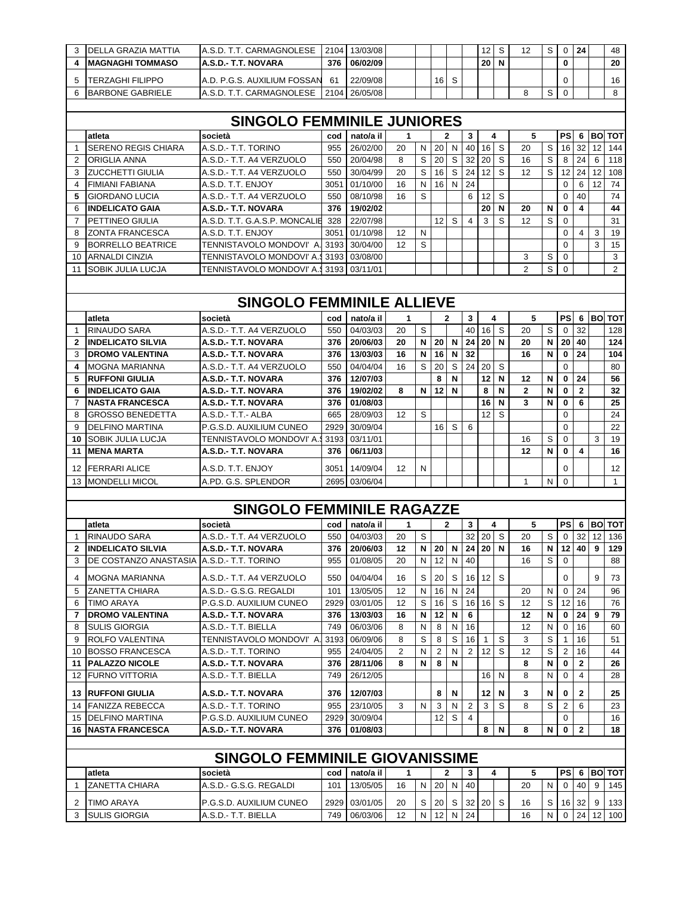| | atleta | società | cod | nato/a il | 1 | | 2 | | 3 | 4 | | 5 | | PS | 6 | BO | TOT |
|---|---|---|---|---|---|---|---|---|---|---|---|---|---|---|---|---|---|
| 3 | DELLA GRAZIA MATTIA | A.S.D. T.T. CARMAGNOLESE | 2104 | 13/03/08 | | | | | | 12 | S | 12 | S | 0 | 24 | | 48 |
| **4** | **MAGNAGHI TOMMASO** | **A.S.D.- T.T. NOVARA** | **376** | **06/02/09** | | | | | | **20** | **N** | | | **0** | | | **20** |
| 5 | TERZAGHI FILIPPO | A.D. P.G.S. AUXILIUM FOSSAN | 61 | 22/09/08 | | | 16 | S | | | | | | 0 | | | 16 |
| 6 | BARBONE GABRIELE | A.S.D. T.T. CARMAGNOLESE | 2104 | 26/05/08 | | | | | | | | 8 | S | 0 | | | 8 |

## SINGOLO FEMMINILE JUNIORES

| | atleta | società | cod | nato/a il | 1 | | 2 | | 3 | 4 | | 5 | | PS | 6 | BO | TOT |
|---|---|---|---|---|---|---|---|---|---|---|---|---|---|---|---|---|---|
| 1 | SERENO REGIS CHIARA | A.S.D.- T.T. TORINO | 955 | 26/02/00 | 20 | N | 20 | N | 40 | 16 | S | 20 | S | 16 | 32 | 12 | 144 |
| 2 | ORIGLIA ANNA | A.S.D.- T.T. A4 VERZUOLO | 550 | 20/04/98 | 8 | S | 20 | S | 32 | 20 | S | 16 | S | 8 | 24 | 6 | 118 |
| 3 | ZUCCHETTI GIULIA | A.S.D.- T.T. A4 VERZUOLO | 550 | 30/04/99 | 20 | S | 16 | S | 24 | 12 | S | 12 | S | 12 | 24 | 12 | 108 |
| 4 | FIMIANI FABIANA | A.S.D. T.T. ENJOY | 3051 | 01/10/00 | 16 | N | 16 | N | 24 | | | | | 0 | 6 | 12 | 74 |
| **5** | GIORDANO LUCIA | A.S.D.- T.T. A4 VERZUOLO | 550 | 08/10/98 | 16 | S | | | 6 | 12 | S | | | 0 | 40 | | 74 |
| 6 | **INDELICATO GAIA** | **A.S.D.- T.T. NOVARA** | **376** | **19/02/02** | | | | | | **20** | **N** | **20** | **N** | **0** | **4** | | **44** |
| 7 | PETTINEO GIULIA | A.S.D. T.T. G.A.S.P. MONCALIE | 328 | 22/07/98 | | | 12 | S | 4 | 3 | S | 12 | S | 0 | | | 31 |
| 8 | ZONTA FRANCESCA | A.S.D. T.T. ENJOY | 3051 | 01/10/98 | 12 | N | | | | | | | | 0 | 4 | 3 | 19 |
| 9 | BORRELLO BEATRICE | TENNISTAVOLO MONDOVI' A. | 3193 | 30/04/00 | 12 | S | | | | | | | | 0 | | 3 | 15 |
| 10 | ARNALDI CINZIA | TENNISTAVOLO MONDOVI' A.S | 3193 | 03/08/00 | | | | | | | | 3 | S | 0 | | | 3 |
| 11 | SOBIK JULIA LUCJA | TENNISTAVOLO MONDOVI' A.S | 3193 | 03/11/01 | | | | | | | | 2 | S | 0 | | | 2 |

## SINGOLO FEMMINILE ALLIEVE

| | atleta | società | cod | nato/a il | 1 | | 2 | | 3 | 4 | | 5 | | PS | 6 | BO | TOT |
|---|---|---|---|---|---|---|---|---|---|---|---|---|---|---|---|---|---|
| 1 | RINAUDO SARA | A.S.D.- T.T. A4 VERZUOLO | 550 | 04/03/03 | 20 | S | | | 40 | 16 | S | 20 | S | 0 | 32 | | 128 |
| **2** | **INDELICATO SILVIA** | **A.S.D.- T.T. NOVARA** | **376** | **20/06/03** | **20** | **N** | **20** | **N** | **24** | **20** | **N** | **20** | **N** | **20** | **40** | | **124** |
| 3 | **DROMO VALENTINA** | **A.S.D.- T.T. NOVARA** | **376** | **13/03/03** | **16** | **N** | **16** | **N** | **32** | | | **16** | **N** | **0** | **24** | | **104** |
| **4** | MOGNA MARIANNA | A.S.D.- T.T. A4 VERZUOLO | 550 | 04/04/04 | 16 | S | 20 | S | 24 | 20 | S | | | 0 | | | 80 |
| **5** | **RUFFONI GIULIA** | **A.S.D.- T.T. NOVARA** | **376** | **12/07/03** | | | **8** | **N** | | **12** | **N** | **12** | **N** | **0** | **24** | | **56** |
| **6** | **INDELICATO GAIA** | **A.S.D.- T.T. NOVARA** | **376** | **19/02/02** | **8** | **N** | **12** | **N** | | **8** | **N** | **2** | **N** | **0** | **2** | | **32** |
| 7 | **NASTA FRANCESCA** | **A.S.D.- T.T. NOVARA** | **376** | **01/08/03** | | | | | | **16** | **N** | **3** | **N** | **0** | **6** | | **25** |
| 8 | GROSSO BENEDETTA | A.S.D.- T.T.- ALBA | 665 | 28/09/03 | 12 | S | | | | 12 | S | | | 0 | | | 24 |
| 9 | DELFINO MARTINA | P.G.S.D. AUXILIUM CUNEO | 2929 | 30/09/04 | | | 16 | S | 6 | | | | | 0 | | | 22 |
| **10** | SOBIK JULIA LUCJA | TENNISTAVOLO MONDOVI' A.S | 3193 | 03/11/01 | | | | | | | | 16 | S | 0 | | 3 | 19 |
| **11** | **MENA MARTA** | **A.S.D.- T.T. NOVARA** | **376** | **06/11/03** | | | | | | | | **12** | **N** | **0** | **4** | | **16** |
| 12 | FERRARI ALICE | A.S.D. T.T. ENJOY | 3051 | 14/09/04 | 12 | N | | | | | | | | 0 | | | 12 |
| 13 | MONDELLI MICOL | A.PD. G.S. SPLENDOR | 2695 | 03/06/04 | | | | | | | | 1 | N | 0 | | | 1 |

## SINGOLO FEMMINILE RAGAZZE

| | atleta | società | cod | nato/a il | 1 | | 2 | | 3 | 4 | | 5 | | PS | 6 | BO | TOT |
|---|---|---|---|---|---|---|---|---|---|---|---|---|---|---|---|---|---|
| 1 | RINAUDO SARA | A.S.D.- T.T. A4 VERZUOLO | 550 | 04/03/03 | 20 | S | | | 32 | 20 | S | 20 | S | 0 | 32 | 12 | 136 |
| **2** | **INDELICATO SILVIA** | **A.S.D.- T.T. NOVARA** | **376** | **20/06/03** | **12** | **N** | **20** | **N** | **24** | **20** | **N** | **16** | **N** | **12** | **40** | **9** | **129** |
| 3 | DE COSTANZO ANASTASIA | A.S.D.- T.T. TORINO | 955 | 01/08/05 | 20 | N | 12 | N | 40 | | | 16 | S | 0 | | | 88 |
| 4 | MOGNA MARIANNA | A.S.D.- T.T. A4 VERZUOLO | 550 | 04/04/04 | 16 | S | 20 | S | 16 | 12 | S | | | 0 | | 9 | 73 |
| 5 | ZANETTA CHIARA | A.S.D.- G.S.G. REGALDI | 101 | 13/05/05 | 12 | N | 16 | N | 24 | | | 20 | N | 0 | 24 | | 96 |
| 6 | TIMO ARAYA | P.G.S.D. AUXILIUM CUNEO | 2929 | 03/01/05 | 12 | S | 16 | S | 16 | 16 | S | 12 | S | 12 | 16 | | 76 |
| **7** | **DROMO VALENTINA** | **A.S.D.- T.T. NOVARA** | **376** | **13/03/03** | **16** | **N** | **12** | **N** | **6** | | | **12** | **N** | **0** | **24** | **9** | **79** |
| 8 | SULIS GIORGIA | A.S.D.- T.T. BIELLA | 749 | 06/03/06 | 8 | N | 8 | N | 16 | | | 12 | N | 0 | 16 | | 60 |
| 9 | ROLFO VALENTINA | TENNISTAVOLO MONDOVI' A. | 3193 | 06/09/04 | 8 | S | 8 | S | 16 | 1 | S | 3 | S | 1 | 16 | | 51 |
| 10 | BOSSO FRANCESCA | A.S.D.- T.T. TORINO | 955 | 24/04/05 | 2 | N | 2 | N | 2 | 12 | S | 12 | S | 2 | 16 | | 44 |
| **11** | **PALAZZO NICOLE** | **A.S.D.- T.T. NOVARA** | **376** | **28/11/06** | **8** | **N** | **8** | **N** | | | | **8** | **N** | **0** | **2** | | **26** |
| 12 | FURNO VITTORIA | A.S.D.- T.T. BIELLA | 749 | 26/12/05 | | | | | | 16 | N | 8 | N | 0 | 4 | | 28 |
| **13** | **RUFFONI GIULIA** | **A.S.D.- T.T. NOVARA** | **376** | **12/07/03** | | | **8** | **N** | | **12** | **N** | **3** | **N** | **0** | **2** | | **25** |
| 14 | FANIZZA REBECCA | A.S.D.- T.T. TORINO | 955 | 23/10/05 | 3 | N | 3 | N | 2 | 3 | S | 8 | S | 2 | 6 | | 23 |
| 15 | DELFINO MARTINA | P.G.S.D. AUXILIUM CUNEO | 2929 | 30/09/04 | | | 12 | S | 4 | | | | | 0 | | | 16 |
| **16** | **NASTA FRANCESCA** | **A.S.D.- T.T. NOVARA** | **376** | **01/08/03** | | | | | | **8** | **N** | **8** | **N** | **0** | **2** | | **18** |

## SINGOLO FEMMINILE GIOVANISSIME

| | atleta | società | cod | nato/a il | 1 | | 2 | | 3 | 4 | | 5 | | PS | 6 | BO | TOT |
|---|---|---|---|---|---|---|---|---|---|---|---|---|---|---|---|---|---|
| 1 | ZANETTA CHIARA | A.S.D.- G.S.G. REGALDI | 101 | 13/05/05 | 16 | N | 20 | N | 40 | | | 20 | N | 0 | 40 | 9 | 145 |
| 2 | TIMO ARAYA | P.G.S.D. AUXILIUM CUNEO | 2929 | 03/01/05 | 20 | S | 20 | S | 32 | 20 | S | 16 | S | 16 | 32 | 9 | 133 |
| 3 | SULIS GIORGIA | A.S.D.- T.T. BIELLA | 749 | 06/03/06 | 12 | N | 12 | N | 24 | | | 16 | N | 0 | 24 | 12 | 100 |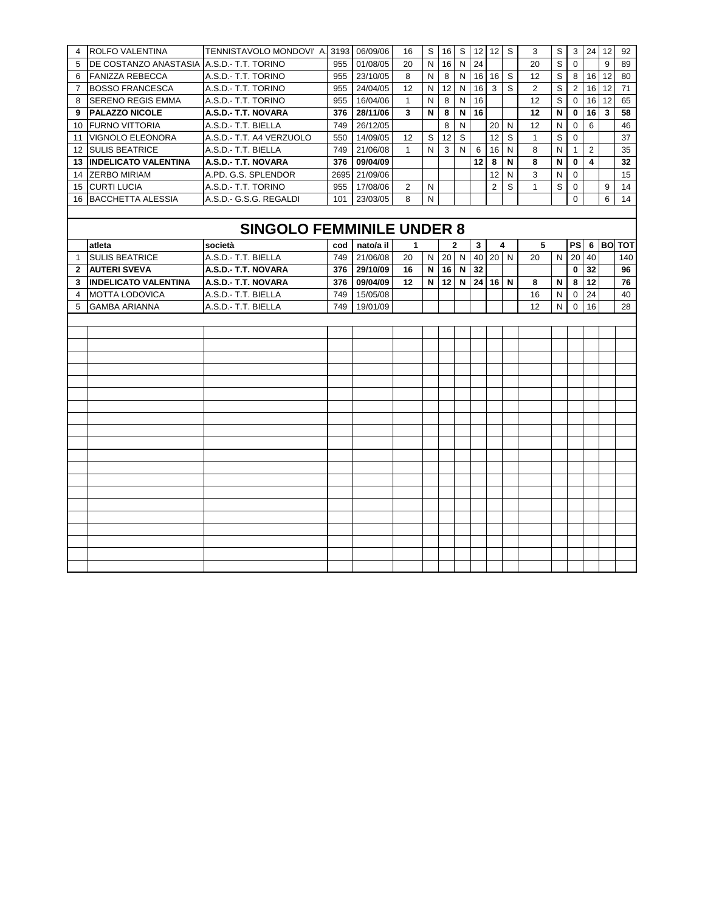| | | | | | | | | | | | | | | | | | |
|---|---|---|---|---|---|---|---|---|---|---|---|---|---|---|---|---|---|
| 4 | ROLFO VALENTINA | TENNISTAVOLO MONDOVI' A. | 3193 | 06/09/06 | 16 | S | 16 | S | 12 | 12 | S | 3 | S | 3 | 24 | 12 | 92 |
| 5 | DE COSTANZO ANASTASIA | A.S.D.- T.T. TORINO | 955 | 01/08/05 | 20 | N | 16 | N | 24 | | | 20 | S | 0 | | 9 | 89 |
| 6 | FANIZZA REBECCA | A.S.D.- T.T. TORINO | 955 | 23/10/05 | 8 | N | 8 | N | 16 | 16 | S | 12 | S | 8 | 16 | 12 | 80 |
| 7 | BOSSO FRANCESCA | A.S.D.- T.T. TORINO | 955 | 24/04/05 | 12 | N | 12 | N | 16 | 3 | S | 2 | S | 2 | 16 | 12 | 71 |
| 8 | SERENO REGIS EMMA | A.S.D.- T.T. TORINO | 955 | 16/04/06 | 1 | N | 8 | N | 16 | | | 12 | S | 0 | 16 | 12 | 65 |
| **9** | **PALAZZO NICOLE** | **A.S.D.- T.T. NOVARA** | **376** | **28/11/06** | **3** | **N** | **8** | **N** | **16** | | | **12** | **N** | **0** | **16** | **3** | **58** |
| 10 | FURNO VITTORIA | A.S.D.- T.T. BIELLA | 749 | 26/12/05 | | | 8 | N | | 20 | N | 12 | N | 0 | 6 | | 46 |
| 11 | VIGNOLO ELEONORA | A.S.D.- T.T. A4 VERZUOLO | 550 | 14/09/05 | 12 | S | 12 | S | | 12 | S | 1 | S | 0 | | | 37 |
| 12 | SULIS BEATRICE | A.S.D.- T.T. BIELLA | 749 | 21/06/08 | 1 | N | 3 | N | 6 | 16 | N | 8 | N | 1 | 2 | | 35 |
| **13** | **INDELICATO VALENTINA** | **A.S.D.- T.T. NOVARA** | **376** | **09/04/09** | | | | | **12** | **8** | **N** | **8** | **N** | **0** | **4** | | **32** |
| 14 | ZERBO MIRIAM | A.PD. G.S. SPLENDOR | 2695 | 21/09/06 | | | | | | 12 | N | 3 | N | 0 | | | 15 |
| 15 | CURTI LUCIA | A.S.D.- T.T. TORINO | 955 | 17/08/06 | 2 | N | | | | 2 | S | 1 | S | 0 | | 9 | 14 |
| 16 | BACCHETTA ALESSIA | A.S.D.- G.S.G. REGALDI | 101 | 23/03/05 | 8 | N | | | | | | | | 0 | | 6 | 14 |

## SINGOLO FEMMINILE UNDER 8

| | atleta | società | cod | nato/a il | 1 | | 2 | | 3 | 4 | | 5 | | PS | 6 | BO | TOT |
|---|---|---|---|---|---|---|---|---|---|---|---|---|---|---|---|---|---|
| 1 | SULIS BEATRICE | A.S.D.- T.T. BIELLA | 749 | 21/06/08 | 20 | N | 20 | N | 40 | 20 | N | 20 | N | 20 | 40 | | 140 |
| **2** | **AUTERI SVEVA** | **A.S.D.- T.T. NOVARA** | **376** | **29/10/09** | **16** | **N** | **16** | **N** | **32** | | | | | **0** | **32** | | **96** |
| **3** | **INDELICATO VALENTINA** | **A.S.D.- T.T. NOVARA** | **376** | **09/04/09** | **12** | **N** | **12** | **N** | **24** | **16** | **N** | **8** | **N** | **8** | **12** | | **76** |
| 4 | MOTTA LODOVICA | A.S.D.- T.T. BIELLA | 749 | 15/05/08 | | | | | | | | 16 | N | 0 | 24 | | 40 |
| 5 | GAMBA ARIANNA | A.S.D.- T.T. BIELLA | 749 | 19/01/09 | | | | | | | | 12 | N | 0 | 16 | | 28 |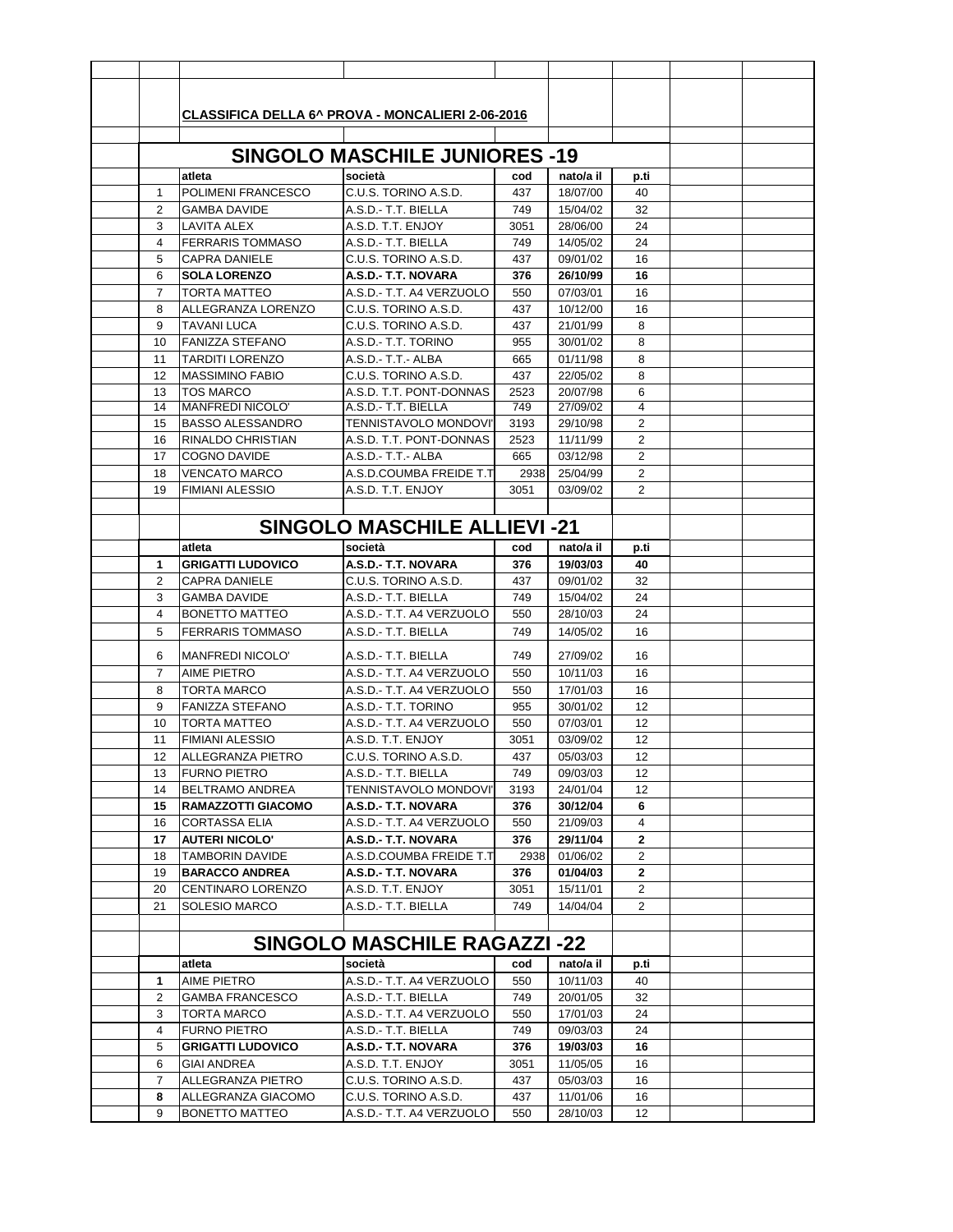**CLASSIFICA DELLA 6^ PROVA - MONCALIERI 2-06-2016**

## SINGOLO MASCHILE JUNIORES -19

| | atleta | società | cod | nato/a il | p.ti |
|---|---|---|---|---|---|
| 1 | POLIMENI FRANCESCO | C.U.S. TORINO A.S.D. | 437 | 18/07/00 | 40 |
| 2 | GAMBA DAVIDE | A.S.D.- T.T. BIELLA | 749 | 15/04/02 | 32 |
| 3 | LAVITA ALEX | A.S.D. T.T. ENJOY | 3051 | 28/06/00 | 24 |
| 4 | FERRARIS TOMMASO | A.S.D.- T.T. BIELLA | 749 | 14/05/02 | 24 |
| 5 | CAPRA DANIELE | C.U.S. TORINO A.S.D. | 437 | 09/01/02 | 16 |
| 6 | **SOLA LORENZO** | **A.S.D.- T.T. NOVARA** | **376** | **26/10/99** | **16** |
| 7 | TORTA MATTEO | A.S.D.- T.T. A4 VERZUOLO | 550 | 07/03/01 | 16 |
| 8 | ALLEGRANZA LORENZO | C.U.S. TORINO A.S.D. | 437 | 10/12/00 | 16 |
| 9 | TAVANI LUCA | C.U.S. TORINO A.S.D. | 437 | 21/01/99 | 8 |
| 10 | FANIZZA STEFANO | A.S.D.- T.T. TORINO | 955 | 30/01/02 | 8 |
| 11 | TARDITI LORENZO | A.S.D.- T.T.- ALBA | 665 | 01/11/98 | 8 |
| 12 | MASSIMINO FABIO | C.U.S. TORINO A.S.D. | 437 | 22/05/02 | 8 |
| 13 | TOS MARCO | A.S.D. T.T. PONT-DONNAS | 2523 | 20/07/98 | 6 |
| 14 | MANFREDI NICOLO' | A.S.D.- T.T. BIELLA | 749 | 27/09/02 | 4 |
| 15 | BASSO ALESSANDRO | TENNISTAVOLO MONDOVI' | 3193 | 29/10/98 | 2 |
| 16 | RINALDO CHRISTIAN | A.S.D. T.T. PONT-DONNAS | 2523 | 11/11/99 | 2 |
| 17 | COGNO DAVIDE | A.S.D.- T.T.- ALBA | 665 | 03/12/98 | 2 |
| 18 | VENCATO MARCO | A.S.D.COUMBA FREIDE T.T | 2938 | 25/04/99 | 2 |
| 19 | FIMIANI ALESSIO | A.S.D. T.T. ENJOY | 3051 | 03/09/02 | 2 |

## SINGOLO MASCHILE ALLIEVI -21

| | atleta | società | cod | nato/a il | p.ti |
|---|---|---|---|---|---|
| **1** | **GRIGATTI LUDOVICO** | **A.S.D.- T.T. NOVARA** | **376** | **19/03/03** | **40** |
| 2 | CAPRA DANIELE | C.U.S. TORINO A.S.D. | 437 | 09/01/02 | 32 |
| 3 | GAMBA DAVIDE | A.S.D.- T.T. BIELLA | 749 | 15/04/02 | 24 |
| 4 | BONETTO MATTEO | A.S.D.- T.T. A4 VERZUOLO | 550 | 28/10/03 | 24 |
| 5 | FERRARIS TOMMASO | A.S.D.- T.T. BIELLA | 749 | 14/05/02 | 16 |
| 6 | MANFREDI NICOLO' | A.S.D.- T.T. BIELLA | 749 | 27/09/02 | 16 |
| 7 | AIME PIETRO | A.S.D.- T.T. A4 VERZUOLO | 550 | 10/11/03 | 16 |
| 8 | TORTA MARCO | A.S.D.- T.T. A4 VERZUOLO | 550 | 17/01/03 | 16 |
| 9 | FANIZZA STEFANO | A.S.D.- T.T. TORINO | 955 | 30/01/02 | 12 |
| 10 | TORTA MATTEO | A.S.D.- T.T. A4 VERZUOLO | 550 | 07/03/01 | 12 |
| 11 | FIMIANI ALESSIO | A.S.D. T.T. ENJOY | 3051 | 03/09/02 | 12 |
| 12 | ALLEGRANZA PIETRO | C.U.S. TORINO A.S.D. | 437 | 05/03/03 | 12 |
| 13 | FURNO PIETRO | A.S.D.- T.T. BIELLA | 749 | 09/03/03 | 12 |
| 14 | BELTRAMO ANDREA | TENNISTAVOLO MONDOVI' | 3193 | 24/01/04 | 12 |
| **15** | **RAMAZZOTTI GIACOMO** | **A.S.D.- T.T. NOVARA** | **376** | **30/12/04** | **6** |
| 16 | CORTASSA ELIA | A.S.D.- T.T. A4 VERZUOLO | 550 | 21/09/03 | 4 |
| **17** | **AUTERI NICOLO'** | **A.S.D.- T.T. NOVARA** | **376** | **29/11/04** | **2** |
| 18 | TAMBORIN DAVIDE | A.S.D.COUMBA FREIDE T.T | 2938 | 01/06/02 | 2 |
| **19** | **BARACCO ANDREA** | **A.S.D.- T.T. NOVARA** | **376** | **01/04/03** | **2** |
| 20 | CENTINARO LORENZO | A.S.D. T.T. ENJOY | 3051 | 15/11/01 | 2 |
| 21 | SOLESIO MARCO | A.S.D.- T.T. BIELLA | 749 | 14/04/04 | 2 |

## SINGOLO MASCHILE RAGAZZI -22

| | atleta | società | cod | nato/a il | p.ti |
|---|---|---|---|---|---|
| **1** | AIME PIETRO | A.S.D.- T.T. A4 VERZUOLO | 550 | 10/11/03 | 40 |
| 2 | GAMBA FRANCESCO | A.S.D.- T.T. BIELLA | 749 | 20/01/05 | 32 |
| 3 | TORTA MARCO | A.S.D.- T.T. A4 VERZUOLO | 550 | 17/01/03 | 24 |
| 4 | FURNO PIETRO | A.S.D.- T.T. BIELLA | 749 | 09/03/03 | 24 |
| 5 | **GRIGATTI LUDOVICO** | **A.S.D.- T.T. NOVARA** | **376** | **19/03/03** | **16** |
| 6 | GIAI ANDREA | A.S.D. T.T. ENJOY | 3051 | 11/05/05 | 16 |
| 7 | ALLEGRANZA PIETRO | C.U.S. TORINO A.S.D. | 437 | 05/03/03 | 16 |
| **8** | ALLEGRANZA GIACOMO | C.U.S. TORINO A.S.D. | 437 | 11/01/06 | 16 |
| 9 | BONETTO MATTEO | A.S.D.- T.T. A4 VERZUOLO | 550 | 28/10/03 | 12 |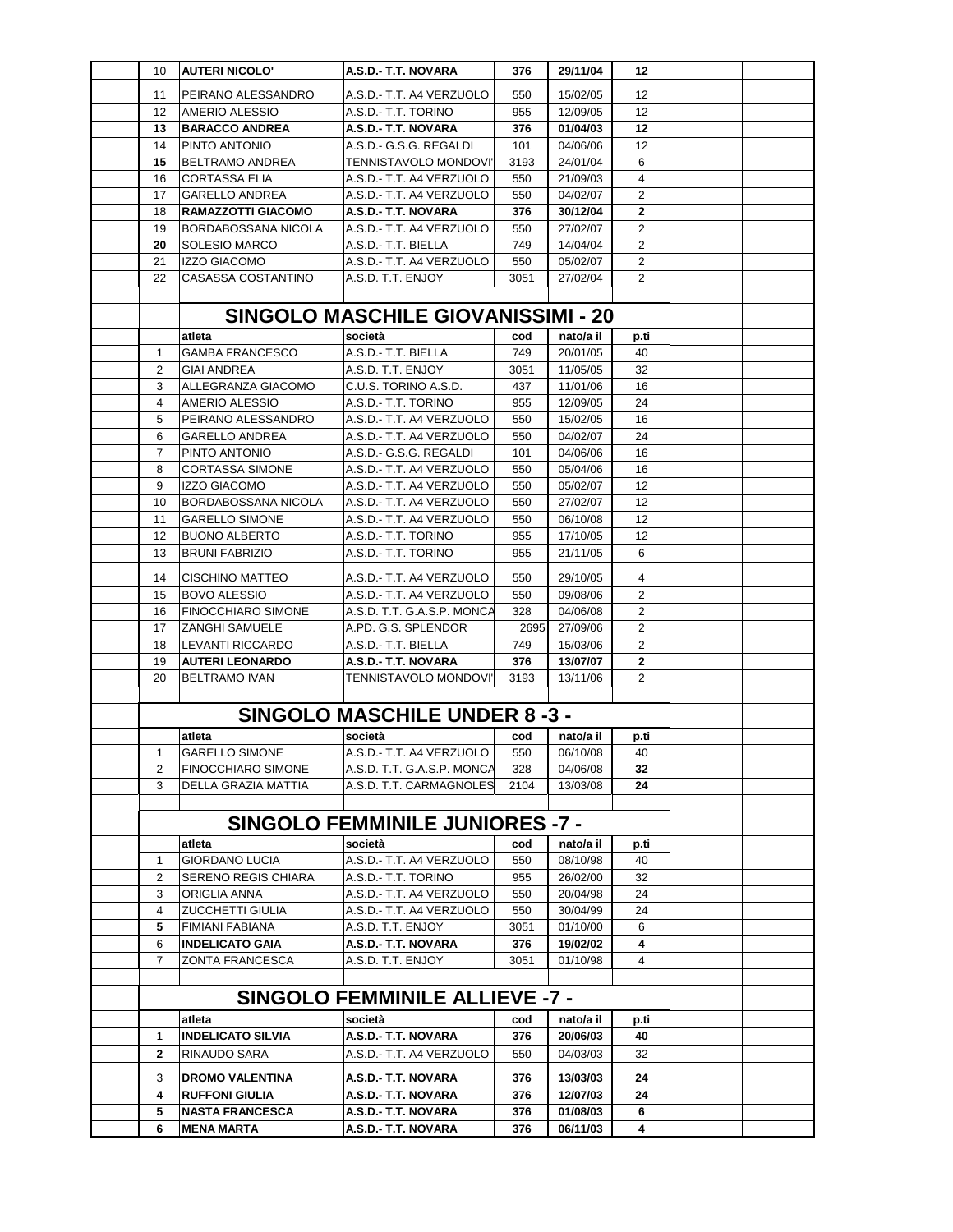| | | | | | |
|---|---|---|---|---|---|
| 10 | **AUTERI NICOLO'** | **A.S.D.- T.T. NOVARA** | **376** | **29/11/04** | **12** |
| 11 | PEIRANO ALESSANDRO | A.S.D.- T.T. A4 VERZUOLO | 550 | 15/02/05 | 12 |
| 12 | AMERIO ALESSIO | A.S.D.- T.T. TORINO | 955 | 12/09/05 | 12 |
| **13** | **BARACCO ANDREA** | **A.S.D.- T.T. NOVARA** | **376** | **01/04/03** | **12** |
| 14 | PINTO ANTONIO | A.S.D.- G.S.G. REGALDI | 101 | 04/06/06 | 12 |
| **15** | BELTRAMO ANDREA | TENNISTAVOLO MONDOVI' | 3193 | 24/01/04 | 6 |
| 16 | CORTASSA ELIA | A.S.D.- T.T. A4 VERZUOLO | 550 | 21/09/03 | 4 |
| 17 | GARELLO ANDREA | A.S.D.- T.T. A4 VERZUOLO | 550 | 04/02/07 | 2 |
| 18 | **RAMAZZOTTI GIACOMO** | **A.S.D.- T.T. NOVARA** | **376** | **30/12/04** | **2** |
| 19 | BORDABOSSANA NICOLA | A.S.D.- T.T. A4 VERZUOLO | 550 | 27/02/07 | 2 |
| **20** | SOLESIO MARCO | A.S.D.- T.T. BIELLA | 749 | 14/04/04 | 2 |
| 21 | IZZO GIACOMO | A.S.D.- T.T. A4 VERZUOLO | 550 | 05/02/07 | 2 |
| 22 | CASASSA COSTANTINO | A.S.D. T.T. ENJOY | 3051 | 27/02/04 | 2 |

## SINGOLO MASCHILE GIOVANISSIMI - 20

| | atleta | società | cod | nato/a il | p.ti |
|---|---|---|---|---|---|
| 1 | GAMBA FRANCESCO | A.S.D.- T.T. BIELLA | 749 | 20/01/05 | 40 |
| 2 | GIAI ANDREA | A.S.D. T.T. ENJOY | 3051 | 11/05/05 | 32 |
| 3 | ALLEGRANZA GIACOMO | C.U.S. TORINO A.S.D. | 437 | 11/01/06 | 16 |
| 4 | AMERIO ALESSIO | A.S.D.- T.T. TORINO | 955 | 12/09/05 | 24 |
| 5 | PEIRANO ALESSANDRO | A.S.D.- T.T. A4 VERZUOLO | 550 | 15/02/05 | 16 |
| 6 | GARELLO ANDREA | A.S.D.- T.T. A4 VERZUOLO | 550 | 04/02/07 | 24 |
| 7 | PINTO ANTONIO | A.S.D.- G.S.G. REGALDI | 101 | 04/06/06 | 16 |
| 8 | CORTASSA SIMONE | A.S.D.- T.T. A4 VERZUOLO | 550 | 05/04/06 | 16 |
| 9 | IZZO GIACOMO | A.S.D.- T.T. A4 VERZUOLO | 550 | 05/02/07 | 12 |
| 10 | BORDABOSSANA NICOLA | A.S.D.- T.T. A4 VERZUOLO | 550 | 27/02/07 | 12 |
| 11 | GARELLO SIMONE | A.S.D.- T.T. A4 VERZUOLO | 550 | 06/10/08 | 12 |
| 12 | BUONO ALBERTO | A.S.D.- T.T. TORINO | 955 | 17/10/05 | 12 |
| 13 | BRUNI FABRIZIO | A.S.D.- T.T. TORINO | 955 | 21/11/05 | 6 |
| 14 | CISCHINO MATTEO | A.S.D.- T.T. A4 VERZUOLO | 550 | 29/10/05 | 4 |
| 15 | BOVO ALESSIO | A.S.D.- T.T. A4 VERZUOLO | 550 | 09/08/06 | 2 |
| 16 | FINOCCHIARO SIMONE | A.S.D. T.T. G.A.S.P. MONCA | 328 | 04/06/08 | 2 |
| 17 | ZANGHI SAMUELE | A.PD. G.S. SPLENDOR | 2695 | 27/09/06 | 2 |
| 18 | LEVANTI RICCARDO | A.S.D.- T.T. BIELLA | 749 | 15/03/06 | 2 |
| 19 | **AUTERI LEONARDO** | **A.S.D.- T.T. NOVARA** | **376** | **13/07/07** | **2** |
| 20 | BELTRAMO IVAN | TENNISTAVOLO MONDOVI' | 3193 | 13/11/06 | 2 |

## SINGOLO MASCHILE UNDER 8 -3 -

| | atleta | società | cod | nato/a il | p.ti |
|---|---|---|---|---|---|
| 1 | GARELLO SIMONE | A.S.D.- T.T. A4 VERZUOLO | 550 | 06/10/08 | 40 |
| 2 | FINOCCHIARO SIMONE | A.S.D. T.T. G.A.S.P. MONCA | 328 | 04/06/08 | **32** |
| 3 | DELLA GRAZIA MATTIA | A.S.D. T.T. CARMAGNOLES | 2104 | 13/03/08 | **24** |

## SINGOLO FEMMINILE JUNIORES -7 -

| | atleta | società | cod | nato/a il | p.ti |
|---|---|---|---|---|---|
| 1 | GIORDANO LUCIA | A.S.D.- T.T. A4 VERZUOLO | 550 | 08/10/98 | 40 |
| 2 | SERENO REGIS CHIARA | A.S.D.- T.T. TORINO | 955 | 26/02/00 | 32 |
| 3 | ORIGLIA ANNA | A.S.D.- T.T. A4 VERZUOLO | 550 | 20/04/98 | 24 |
| 4 | ZUCCHETTI GIULIA | A.S.D.- T.T. A4 VERZUOLO | 550 | 30/04/99 | 24 |
| **5** | FIMIANI FABIANA | A.S.D. T.T. ENJOY | 3051 | 01/10/00 | 6 |
| 6 | **INDELICATO GAIA** | **A.S.D.- T.T. NOVARA** | **376** | **19/02/02** | **4** |
| 7 | ZONTA FRANCESCA | A.S.D. T.T. ENJOY | 3051 | 01/10/98 | 4 |

## SINGOLO FEMMINILE ALLIEVE -7 -

| | atleta | società | cod | nato/a il | p.ti |
|---|---|---|---|---|---|
| 1 | **INDELICATO SILVIA** | **A.S.D.- T.T. NOVARA** | **376** | **20/06/03** | **40** |
| **2** | RINAUDO SARA | A.S.D.- T.T. A4 VERZUOLO | 550 | 04/03/03 | 32 |
| 3 | **DROMO VALENTINA** | **A.S.D.- T.T. NOVARA** | **376** | **13/03/03** | **24** |
| **4** | **RUFFONI GIULIA** | **A.S.D.- T.T. NOVARA** | **376** | **12/07/03** | **24** |
| **5** | **NASTA FRANCESCA** | **A.S.D.- T.T. NOVARA** | **376** | **01/08/03** | **6** |
| **6** | **MENA MARTA** | **A.S.D.- T.T. NOVARA** | **376** | **06/11/03** | **4** |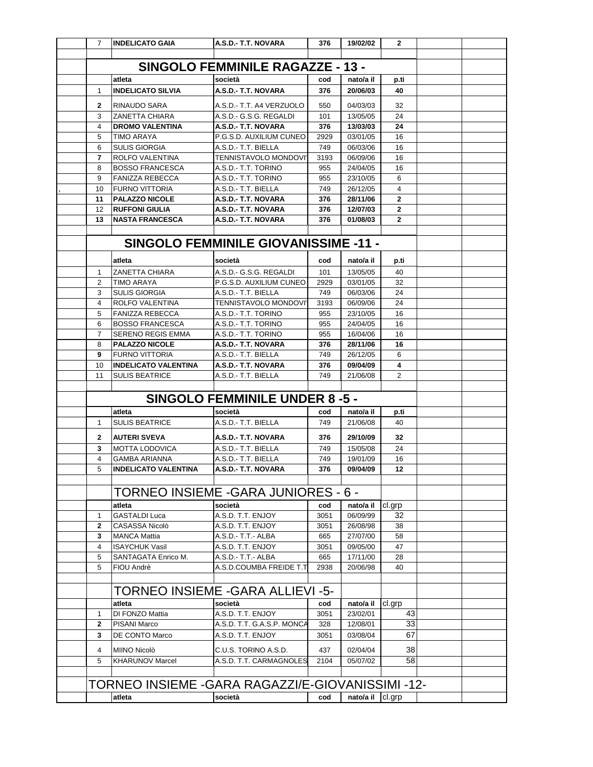| 7 | **INDELICATO GAIA** | **A.S.D.- T.T. NOVARA** | **376** | **19/02/02** | **2** |
|---|---|---|---|---|---|

## SINGOLO FEMMINILE RAGAZZE - 13 -

| | atleta | società | cod | nato/a il | p.ti |
|---|---|---|---|---|---|
| 1 | **INDELICATO SILVIA** | **A.S.D.- T.T. NOVARA** | **376** | **20/06/03** | **40** |
| **2** | RINAUDO SARA | A.S.D.- T.T. A4 VERZUOLO | 550 | 04/03/03 | 32 |
| 3 | ZANETTA CHIARA | A.S.D.- G.S.G. REGALDI | 101 | 13/05/05 | 24 |
| 4 | **DROMO VALENTINA** | **A.S.D.- T.T. NOVARA** | **376** | **13/03/03** | **24** |
| 5 | TIMO ARAYA | P.G.S.D. AUXILIUM CUNEO | 2929 | 03/01/05 | 16 |
| 6 | SULIS GIORGIA | A.S.D.- T.T. BIELLA | 749 | 06/03/06 | 16 |
| **7** | ROLFO VALENTINA | TENNISTAVOLO MONDOVI' | 3193 | 06/09/06 | 16 |
| 8 | BOSSO FRANCESCA | A.S.D.- T.T. TORINO | 955 | 24/04/05 | 16 |
| 9 | FANIZZA REBECCA | A.S.D.- T.T. TORINO | 955 | 23/10/05 | 6 |
| 10 | FURNO VITTORIA | A.S.D.- T.T. BIELLA | 749 | 26/12/05 | 4 |
| **11** | **PALAZZO NICOLE** | **A.S.D.- T.T. NOVARA** | **376** | **28/11/06** | **2** |
| 12 | **RUFFONI GIULIA** | **A.S.D.- T.T. NOVARA** | **376** | **12/07/03** | **2** |
| **13** | **NASTA FRANCESCA** | **A.S.D.- T.T. NOVARA** | **376** | **01/08/03** | **2** |

## SINGOLO FEMMINILE GIOVANISSIME -11 -

| | atleta | società | cod | nato/a il | p.ti |
|---|---|---|---|---|---|
| 1 | ZANETTA CHIARA | A.S.D.- G.S.G. REGALDI | 101 | 13/05/05 | 40 |
| 2 | TIMO ARAYA | P.G.S.D. AUXILIUM CUNEO | 2929 | 03/01/05 | 32 |
| 3 | SULIS GIORGIA | A.S.D.- T.T. BIELLA | 749 | 06/03/06 | 24 |
| 4 | ROLFO VALENTINA | TENNISTAVOLO MONDOVI' | 3193 | 06/09/06 | 24 |
| 5 | FANIZZA REBECCA | A.S.D.- T.T. TORINO | 955 | 23/10/05 | 16 |
| 6 | BOSSO FRANCESCA | A.S.D.- T.T. TORINO | 955 | 24/04/05 | 16 |
| 7 | SERENO REGIS EMMA | A.S.D.- T.T. TORINO | 955 | 16/04/06 | 16 |
| 8 | **PALAZZO NICOLE** | **A.S.D.- T.T. NOVARA** | **376** | **28/11/06** | **16** |
| **9** | FURNO VITTORIA | A.S.D.- T.T. BIELLA | 749 | 26/12/05 | 6 |
| 10 | **INDELICATO VALENTINA** | **A.S.D.- T.T. NOVARA** | **376** | **09/04/09** | **4** |
| 11 | SULIS BEATRICE | A.S.D.- T.T. BIELLA | 749 | 21/06/08 | 2 |

## SINGOLO FEMMINILE UNDER 8 -5 -

| | atleta | società | cod | nato/a il | p.ti |
|---|---|---|---|---|---|
| 1 | SULIS BEATRICE | A.S.D.- T.T. BIELLA | 749 | 21/06/08 | 40 |
| **2** | **AUTERI SVEVA** | **A.S.D.- T.T. NOVARA** | **376** | **29/10/09** | **32** |
| **3** | MOTTA LODOVICA | A.S.D.- T.T. BIELLA | 749 | 15/05/08 | 24 |
| 4 | GAMBA ARIANNA | A.S.D.- T.T. BIELLA | 749 | 19/01/09 | 16 |
| 5 | **INDELICATO VALENTINA** | **A.S.D.- T.T. NOVARA** | **376** | **09/04/09** | **12** |

## TORNEO INSIEME -GARA JUNIORES - 6 -

| | atleta | società | cod | nato/a il | cl.grp |
|---|---|---|---|---|---|
| 1 | GASTALDI Luca | A.S.D. T.T. ENJOY | 3051 | 06/09/99 | 32 |
| **2** | CASASSA Nicolò | A.S.D. T.T. ENJOY | 3051 | 26/08/98 | 38 |
| **3** | MANCA Mattia | A.S.D.- T.T.- ALBA | 665 | 27/07/00 | 58 |
| 4 | ISAYCHUK Vasil | A.S.D. T.T. ENJOY | 3051 | 09/05/00 | 47 |
| 5 | SANTAGATA Enrico M. | A.S.D.- T.T.- ALBA | 665 | 17/11/00 | 28 |
| 5 | FIOU Andrè | A.S.D.COUMBA FREIDE T.T | 2938 | 20/06/98 | 40 |

## TORNEO INSIEME -GARA ALLIEVI -5-

| | atleta | società | cod | nato/a il | cl.grp |
|---|---|---|---|---|---|
| 1 | DI FONZO Mattia | A.S.D. T.T. ENJOY | 3051 | 23/02/01 | 43 |
| **2** | PISANI Marco | A.S.D. T.T. G.A.S.P. MONCA | 328 | 12/08/01 | 33 |
| **3** | DE CONTO Marco | A.S.D. T.T. ENJOY | 3051 | 03/08/04 | 67 |
| 4 | MIINO Nicolò | C.U.S. TORINO A.S.D. | 437 | 02/04/04 | 38 |
| 5 | KHARUNOV Marcel | A.S.D. T.T. CARMAGNOLES | 2104 | 05/07/02 | 58 |

## TORNEO INSIEME -GARA RAGAZZI/E-GIOVANISSIMI -12-

| | atleta | società | cod | nato/a il | cl.grp |
|---|---|---|---|---|---|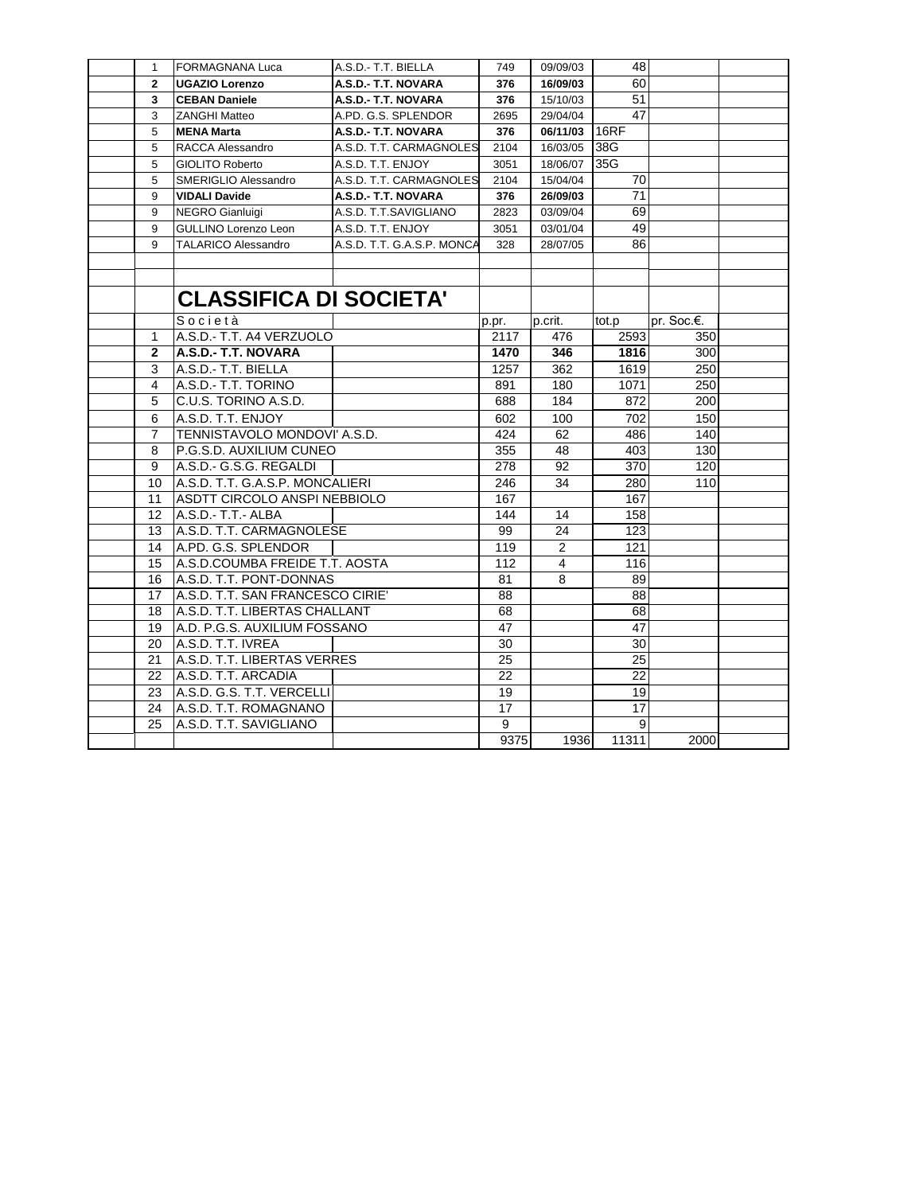| | | | | | | |
|---|---|---|---|---|---|---|
| 1 | FORMAGNANA Luca | A.S.D.- T.T. BIELLA | 749 | 09/09/03 | 48 | |
| **2** | **UGAZIO Lorenzo** | **A.S.D.- T.T. NOVARA** | **376** | **16/09/03** | 60 | |
| **3** | **CEBAN Daniele** | **A.S.D.- T.T. NOVARA** | **376** | 15/10/03 | 51 | |
| 3 | ZANGHI Matteo | A.PD. G.S. SPLENDOR | 2695 | 29/04/04 | 47 | |
| 5 | **MENA Marta** | **A.S.D.- T.T. NOVARA** | **376** | **06/11/03** | 16RF | |
| 5 | RACCA Alessandro | A.S.D. T.T. CARMAGNOLES | 2104 | 16/03/05 | 38G | |
| 5 | GIOLITO Roberto | A.S.D. T.T. ENJOY | 3051 | 18/06/07 | 35G | |
| 5 | SMERIGLIO Alessandro | A.S.D. T.T. CARMAGNOLES | 2104 | 15/04/04 | 70 | |
| 9 | **VIDALI Davide** | **A.S.D.- T.T. NOVARA** | **376** | **26/09/03** | 71 | |
| 9 | NEGRO Gianluigi | A.S.D. T.T.SAVIGLIANO | 2823 | 03/09/04 | 69 | |
| 9 | GULLINO Lorenzo Leon | A.S.D. T.T. ENJOY | 3051 | 03/01/04 | 49 | |
| 9 | TALARICO Alessandro | A.S.D. T.T. G.A.S.P. MONCA | 328 | 28/07/05 | 86 | |

# CLASSIFICA DI SOCIETA'

| | Società | p.pr. | p.crit. | tot.p | pr. Soc.€. |
|---|---|---|---|---|---|
| 1 | A.S.D.- T.T. A4 VERZUOLO | 2117 | 476 | 2593 | 350 |
| **2** | **A.S.D.- T.T. NOVARA** | **1470** | **346** | **1816** | 300 |
| 3 | A.S.D.- T.T. BIELLA | 1257 | 362 | 1619 | 250 |
| 4 | A.S.D.- T.T. TORINO | 891 | 180 | 1071 | 250 |
| 5 | C.U.S. TORINO A.S.D. | 688 | 184 | 872 | 200 |
| 6 | A.S.D. T.T. ENJOY | 602 | 100 | 702 | 150 |
| 7 | TENNISTAVOLO MONDOVI' A.S.D. | 424 | 62 | 486 | 140 |
| 8 | P.G.S.D. AUXILIUM CUNEO | 355 | 48 | 403 | 130 |
| 9 | A.S.D.- G.S.G. REGALDI | 278 | 92 | 370 | 120 |
| 10 | A.S.D. T.T. G.A.S.P. MONCALIERI | 246 | 34 | 280 | 110 |
| 11 | ASDTT CIRCOLO ANSPI NEBBIOLO | 167 | | 167 | |
| 12 | A.S.D.- T.T.- ALBA | 144 | 14 | 158 | |
| 13 | A.S.D. T.T. CARMAGNOLESE | 99 | 24 | 123 | |
| 14 | A.PD. G.S. SPLENDOR | 119 | 2 | 121 | |
| 15 | A.S.D.COUMBA FREIDE T.T. AOSTA | 112 | 4 | 116 | |
| 16 | A.S.D. T.T. PONT-DONNAS | 81 | 8 | 89 | |
| 17 | A.S.D. T.T. SAN FRANCESCO CIRIE' | 88 | | 88 | |
| 18 | A.S.D. T.T. LIBERTAS CHALLANT | 68 | | 68 | |
| 19 | A.D. P.G.S. AUXILIUM FOSSANO | 47 | | 47 | |
| 20 | A.S.D. T.T. IVREA | 30 | | 30 | |
| 21 | A.S.D. T.T. LIBERTAS VERRES | 25 | | 25 | |
| 22 | A.S.D. T.T. ARCADIA | 22 | | 22 | |
| 23 | A.S.D. G.S. T.T. VERCELLI | 19 | | 19 | |
| 24 | A.S.D. T.T. ROMAGNANO | 17 | | 17 | |
| 25 | A.S.D. T.T. SAVIGLIANO | 9 | | 9 | |
| | | 9375 | 1936 | 11311 | 2000 |